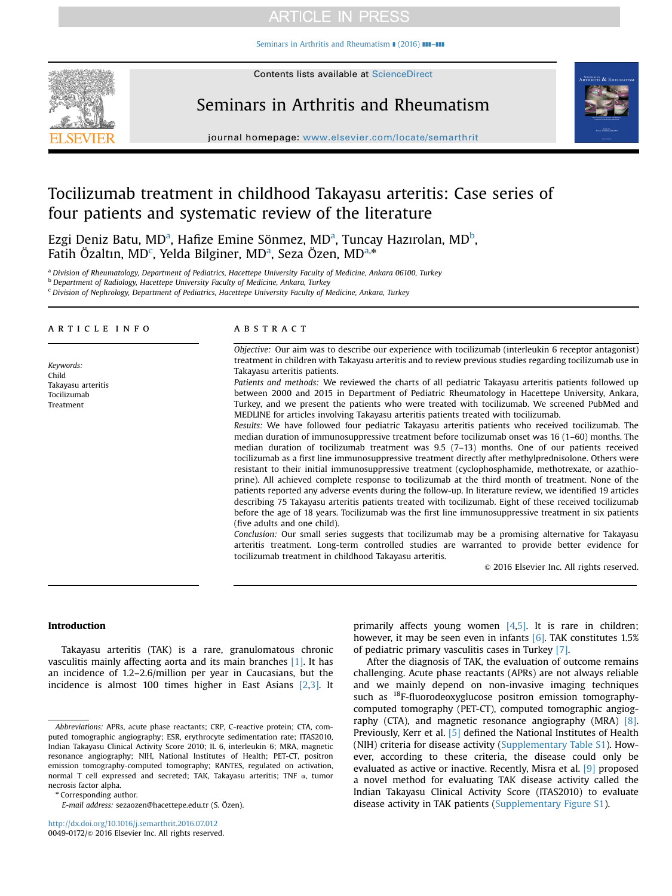# Tocilizumab treatment in childhood Takayasu arteritis: Case series of four patients and systematic review of the literature

Ezgi Deniz Batu, MD[a], Hafize Emine Sönmez, MD[a], Tuncay Hazırolan, MD[b], Fatih Özaltın, MD[c], Yelda Bilginer, MD[a], Seza Özen, MD[a,*]

[a] Division of Rheumatology, Department of Pediatrics, Hacettepe University Faculty of Medicine, Ankara 06100, Turkey
[b] Department of Radiology, Hacettepe University Faculty of Medicine, Ankara, Turkey
[c] Division of Nephrology, Department of Pediatrics, Hacettepe University Faculty of Medicine, Ankara, Turkey

## ARTICLE INFO

*Keywords:*
Child
Takayasu arteritis
Tocilizumab
Treatment

## ABSTRACT

*Objective:* Our aim was to describe our experience with tocilizumab (interleukin 6 receptor antagonist) treatment in children with Takayasu arteritis and to review previous studies regarding tocilizumab use in Takayasu arteritis patients.

*Patients and methods:* We reviewed the charts of all pediatric Takayasu arteritis patients followed up between 2000 and 2015 in Department of Pediatric Rheumatology in Hacettepe University, Ankara, Turkey, and we present the patients who were treated with tocilizumab. We screened PubMed and MEDLINE for articles involving Takayasu arteritis patients treated with tocilizumab.

*Results:* We have followed four pediatric Takayasu arteritis patients who received tocilizumab. The median duration of immunosuppressive treatment before tocilizumab onset was 16 (1–60) months. The median duration of tocilizumab treatment was 9.5 (7–13) months. One of our patients received tocilizumab as a first line immunosuppressive treatment directly after methylprednisolone. Others were resistant to their initial immunosuppressive treatment (cyclophosphamide, methotrexate, or azathioprine). All achieved complete response to tocilizumab at the third month of treatment. None of the patients reported any adverse events during the follow-up. In literature review, we identified 19 articles describing 75 Takayasu arteritis patients treated with tocilizumab. Eight of these received tocilizumab before the age of 18 years. Tocilizumab was the first line immunosuppressive treatment in six patients (five adults and one child).

*Conclusion:* Our small series suggests that tocilizumab may be a promising alternative for Takayasu arteritis treatment. Long-term controlled studies are warranted to provide better evidence for tocilizumab treatment in childhood Takayasu arteritis.

© 2016 Elsevier Inc. All rights reserved.

## Introduction

Takayasu arteritis (TAK) is a rare, granulomatous chronic vasculitis mainly affecting aorta and its main branches [1]. It has an incidence of 1.2–2.6/million per year in Caucasians, but the incidence is almost 100 times higher in East Asians [2,3]. It primarily affects young women [4,5]. It is rare in children; however, it may be seen even in infants [6]. TAK constitutes 1.5% of pediatric primary vasculitis cases in Turkey [7].

After the diagnosis of TAK, the evaluation of outcome remains challenging. Acute phase reactants (APRs) are not always reliable and we mainly depend on non-invasive imaging techniques such as $^{18}$F-fluorodeoxyglucose positron emission tomography-computed tomography (PET-CT), computed tomographic angiography (CTA), and magnetic resonance angiography (MRA) [8]. Previously, Kerr et al. [5] defined the National Institutes of Health (NIH) criteria for disease activity (Supplementary Table S1). However, according to these criteria, the disease could only be evaluated as active or inactive. Recently, Misra et al. [9] proposed a novel method for evaluating TAK disease activity called the Indian Takayasu Clinical Activity Score (ITAS2010) to evaluate disease activity in TAK patients (Supplementary Figure S1).

*Abbreviations:* APRs, acute phase reactants; CRP, C-reactive protein; CTA, computed tomographic angiography; ESR, erythrocyte sedimentation rate; ITAS2010, Indian Takayasu Clinical Activity Score 2010; IL 6, interleukin 6; MRA, magnetic resonance angiography; NIH, National Institutes of Health; PET-CT, positron emission tomography-computed tomography; RANTES, regulated on activation, normal T cell expressed and secreted; TAK, Takayasu arteritis; TNF α, tumor necrosis factor alpha.

* Corresponding author.
E-mail address: sezaozen@hacettepe.edu.tr (S. Özen).

http://dx.doi.org/10.1016/j.semarthrit.2016.07.012
0049-0172/© 2016 Elsevier Inc. All rights reserved.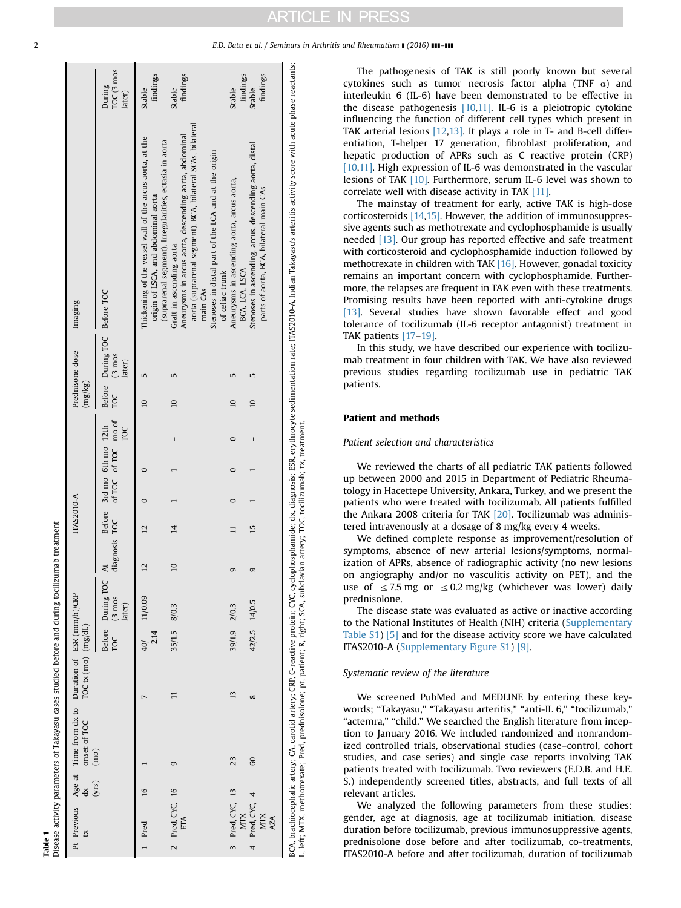**Table 1**

Disease activity parameters of Takayasu cases studied before and during tocilizumab treatment

| Pt | Previous tx | Age at dx (yrs) | Time from dx to onset of TOC (mo) | Duration of TOC tx (mo) | ESR (mm/h)/CRP (mg/dL) | | ITAS2010-A | | | | | | Prednisone dose (mg/kg) | | Imaging | |
|---|---|---|---|---|---|---|---|---|---|---|---|---|---|---|---|---|
| | | | | | Before TOC | During TOC (3 mos later) | At diagnosis | Before TOC | 3rd mo of TOC | 6th mo of TOC | 12th mo of TOC | | Before TOC | During TOC (3 mos later) | Before TOC | During TOC (3 mos later) |
| 1 | Pred | 16 | 1 | 7 | 40/ 2.14 | 11/0.09 | 12 | 12 | 0 | 0 | – | | 10 | 5 | Thickening of the vessel wall of the arcus aorta, at the origin of LSCA, and abdominal aorta (suprarenal segment). Irregularities, ectasia in aorta | Stable findings |
| 2 | Pred, CYC, ETA | 16 | 9 | 11 | 35/1.5 | 8/0.3 | 10 | 14 | 1 | 1 | – | | 10 | 5 | Graft in ascending aorta Aneurysms in arcus aorta, descending aorta, abdominal aorta (suprarenal segment), BCA, bilateral SCAs, bilateral main CAs Stenoses in distal part of the LCA and at the origin of celiac trunk | Stable findings |
| 3 | Pred, CYC, MTX | 13 | 23 | 13 | 39/1.9 | 2/0.3 | 9 | 11 | 0 | 0 | 0 | | 10 | 5 | Aneurysms in ascending aorta, arcus aorta, BCA, LCA, LSCA | Stable findings |
| 4 | Pred, CYC, MTX AZA | 4 | 60 | 8 | 42/2.5 | 14/0.5 | 9 | 15 | 1 | 1 | – | | 10 | 5 | Stenoses in ascending, arcus, descending aorta, distal parts of aorta, BCA, bilateral main CAs | Stable findings |

BCA, brachiocephalic artery; CA, carotid artery; CRP, C-reactive protein; CYC, cyclophosphamide; dx, diagnosis; ESR, erythrocyte sedimentation rate; ITAS2010-A, Indian Takayasu's arteritis activity score with acute phase reactants; L, left; MTX, methotrexate; Pred, prednisolone; pt, patient; R, right; SCA, subclavian artery; TOC, tocilizumab; tx, treatment.

The pathogenesis of TAK is still poorly known but several cytokines such as tumor necrosis factor alpha (TNF α) and interleukin 6 (IL-6) have been demonstrated to be effective in the disease pathogenesis [10,11]. IL-6 is a pleiotropic cytokine influencing the function of different cell types which present in TAK arterial lesions [12,13]. It plays a role in T- and B-cell differentiation, T-helper 17 generation, fibroblast proliferation, and hepatic production of APRs such as C reactive protein (CRP) [10,11]. High expression of IL-6 was demonstrated in the vascular lesions of TAK [10]. Furthermore, serum IL-6 level was shown to correlate well with disease activity in TAK [11].

The mainstay of treatment for early, active TAK is high-dose corticosteroids [14,15]. However, the addition of immunosuppressive agents such as methotrexate and cyclophosphamide is usually needed [13]. Our group has reported effective and safe treatment with corticosteroid and cyclophosphamide induction followed by methotrexate in children with TAK [16]. However, gonadal toxicity remains an important concern with cyclophosphamide. Furthermore, the relapses are frequent in TAK even with these treatments. Promising results have been reported with anti-cytokine drugs [13]. Several studies have shown favorable effect and good tolerance of tocilizumab (IL-6 receptor antagonist) treatment in TAK patients [17–19].

In this study, we have described our experience with tocilizumab treatment in four children with TAK. We have also reviewed previous studies regarding tocilizumab use in pediatric TAK patients.

## Patient and methods

### *Patient selection and characteristics*

We reviewed the charts of all pediatric TAK patients followed up between 2000 and 2015 in Department of Pediatric Rheumatology in Hacettepe University, Ankara, Turkey, and we present the patients who were treated with tocilizumab. All patients fulfilled the Ankara 2008 criteria for TAK [20]. Tocilizumab was administered intravenously at a dosage of 8 mg/kg every 4 weeks.

We defined complete response as improvement/resolution of symptoms, absence of new arterial lesions/symptoms, normalization of APRs, absence of radiographic activity (no new lesions on angiography and/or no vasculitis activity on PET), and the use of $\leq 7.5$ mg or $\leq 0.2$ mg/kg (whichever was lower) daily prednisolone.

The disease state was evaluated as active or inactive according to the National Institutes of Health (NIH) criteria (Supplementary Table S1) [5] and for the disease activity score we have calculated ITAS2010-A (Supplementary Figure S1) [9].

### *Systematic review of the literature*

We screened PubMed and MEDLINE by entering these keywords; "Takayasu," "Takayasu arteritis," "anti-IL 6," "tocilizumab," "actemra," "child." We searched the English literature from inception to January 2016. We included randomized and nonrandomized controlled trials, observational studies (case–control, cohort studies, and case series) and single case reports involving TAK patients treated with tocilizumab. Two reviewers (E.D.B. and H.E. S.) independently screened titles, abstracts, and full texts of all relevant articles.

We analyzed the following parameters from these studies: gender, age at diagnosis, age at tocilizumab initiation, disease duration before tocilizumab, previous immunosuppressive agents, prednisolone dose before and after tocilizumab, co-treatments, ITAS2010-A before and after tocilizumab, duration of tocilizumab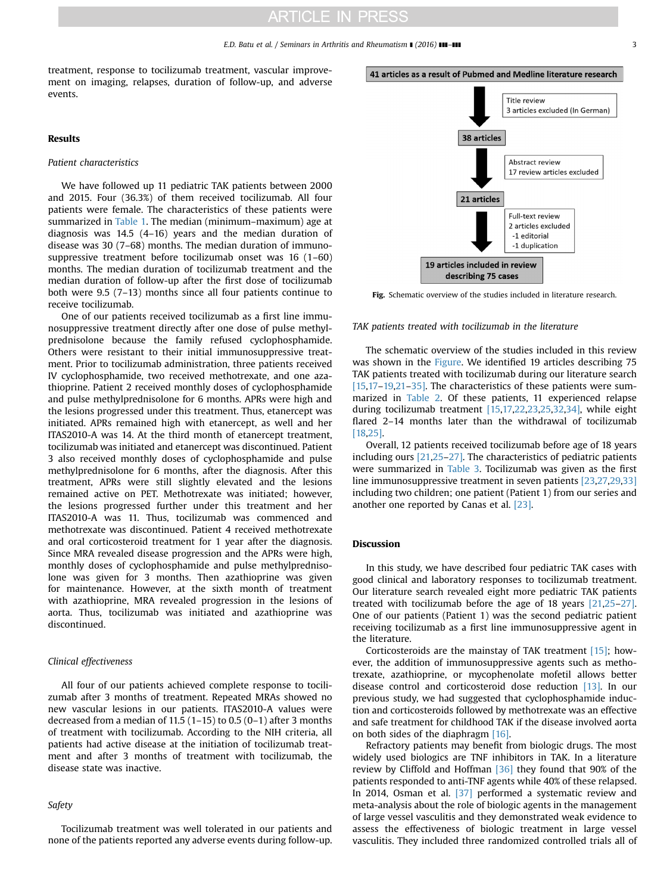treatment, response to tocilizumab treatment, vascular improvement on imaging, relapses, duration of follow-up, and adverse events.

## Results

### *Patient characteristics*

We have followed up 11 pediatric TAK patients between 2000 and 2015. Four (36.3%) of them received tocilizumab. All four patients were female. The characteristics of these patients were summarized in Table 1. The median (minimum–maximum) age at diagnosis was 14.5 (4–16) years and the median duration of disease was 30 (7–68) months. The median duration of immunosuppressive treatment before tocilizumab onset was 16 (1–60) months. The median duration of tocilizumab treatment and the median duration of follow-up after the first dose of tocilizumab both were 9.5 (7–13) months since all four patients continue to receive tocilizumab.

One of our patients received tocilizumab as a first line immunosuppressive treatment directly after one dose of pulse methylprednisolone because the family refused cyclophosphamide. Others were resistant to their initial immunosuppressive treatment. Prior to tocilizumab administration, three patients received IV cyclophosphamide, two received methotrexate, and one azathioprine. Patient 2 received monthly doses of cyclophosphamide and pulse methylprednisolone for 6 months. APRs were high and the lesions progressed under this treatment. Thus, etanercept was initiated. APRs remained high with etanercept, as well and her ITAS2010-A was 14. At the third month of etanercept treatment, tocilizumab was initiated and etanercept was discontinued. Patient 3 also received monthly doses of cyclophosphamide and pulse methylprednisolone for 6 months, after the diagnosis. After this treatment, APRs were still slightly elevated and the lesions remained active on PET. Methotrexate was initiated; however, the lesions progressed further under this treatment and her ITAS2010-A was 11. Thus, tocilizumab was commenced and methotrexate was discontinued. Patient 4 received methotrexate and oral corticosteroid treatment for 1 year after the diagnosis. Since MRA revealed disease progression and the APRs were high, monthly doses of cyclophosphamide and pulse methylprednisolone was given for 3 months. Then azathioprine was given for maintenance. However, at the sixth month of treatment with azathioprine, MRA revealed progression in the lesions of aorta. Thus, tocilizumab was initiated and azathioprine was discontinued.

### *Clinical effectiveness*

All four of our patients achieved complete response to tocilizumab after 3 months of treatment. Repeated MRAs showed no new vascular lesions in our patients. ITAS2010-A values were decreased from a median of 11.5 (1–15) to 0.5 (0–1) after 3 months of treatment with tocilizumab. According to the NIH criteria, all patients had active disease at the initiation of tocilizumab treatment and after 3 months of treatment with tocilizumab, the disease state was inactive.

### *Safety*

Tocilizumab treatment was well tolerated in our patients and none of the patients reported any adverse events during follow-up.

41 articles as a result of Pubmed and Medline literature research

Title review
3 articles excluded (In German)

38 articles

Abstract review
17 review articles excluded

21 articles

Full-text review
2 articles excluded
-1 editorial
-1 duplication

19 articles included in review describing 75 cases

**Fig.** Schematic overview of the studies included in literature research.

### *TAK patients treated with tocilizumab in the literature*

The schematic overview of the studies included in this review was shown in the Figure. We identified 19 articles describing 75 TAK patients treated with tocilizumab during our literature search [15,17–19,21–35]. The characteristics of these patients were summarized in Table 2. Of these patients, 11 experienced relapse during tocilizumab treatment [15,17,22,23,25,32,34], while eight flared 2–14 months later than the withdrawal of tocilizumab [18,25].

Overall, 12 patients received tocilizumab before age of 18 years including ours [21,25–27]. The characteristics of pediatric patients were summarized in Table 3. Tocilizumab was given as the first line immunosuppressive treatment in seven patients [23,27,29,33] including two children; one patient (Patient 1) from our series and another one reported by Canas et al. [23].

## Discussion

In this study, we have described four pediatric TAK cases with good clinical and laboratory responses to tocilizumab treatment. Our literature search revealed eight more pediatric TAK patients treated with tocilizumab before the age of 18 years [21,25–27]. One of our patients (Patient 1) was the second pediatric patient receiving tocilizumab as a first line immunosuppressive agent in the literature.

Corticosteroids are the mainstay of TAK treatment [15]; however, the addition of immunosuppressive agents such as methotrexate, azathioprine, or mycophenolate mofetil allows better disease control and corticosteroid dose reduction [13]. In our previous study, we had suggested that cyclophosphamide induction and corticosteroids followed by methotrexate was an effective and safe treatment for childhood TAK if the disease involved aorta on both sides of the diaphragm [16].

Refractory patients may benefit from biologic drugs. The most widely used biologics are TNF inhibitors in TAK. In a literature review by Cliffold and Hoffman [36] they found that 90% of the patients responded to anti-TNF agents while 40% of these relapsed. In 2014, Osman et al. [37] performed a systematic review and meta-analysis about the role of biologic agents in the management of large vessel vasculitis and they demonstrated weak evidence to assess the effectiveness of biologic treatment in large vessel vasculitis. They included three randomized controlled trials all of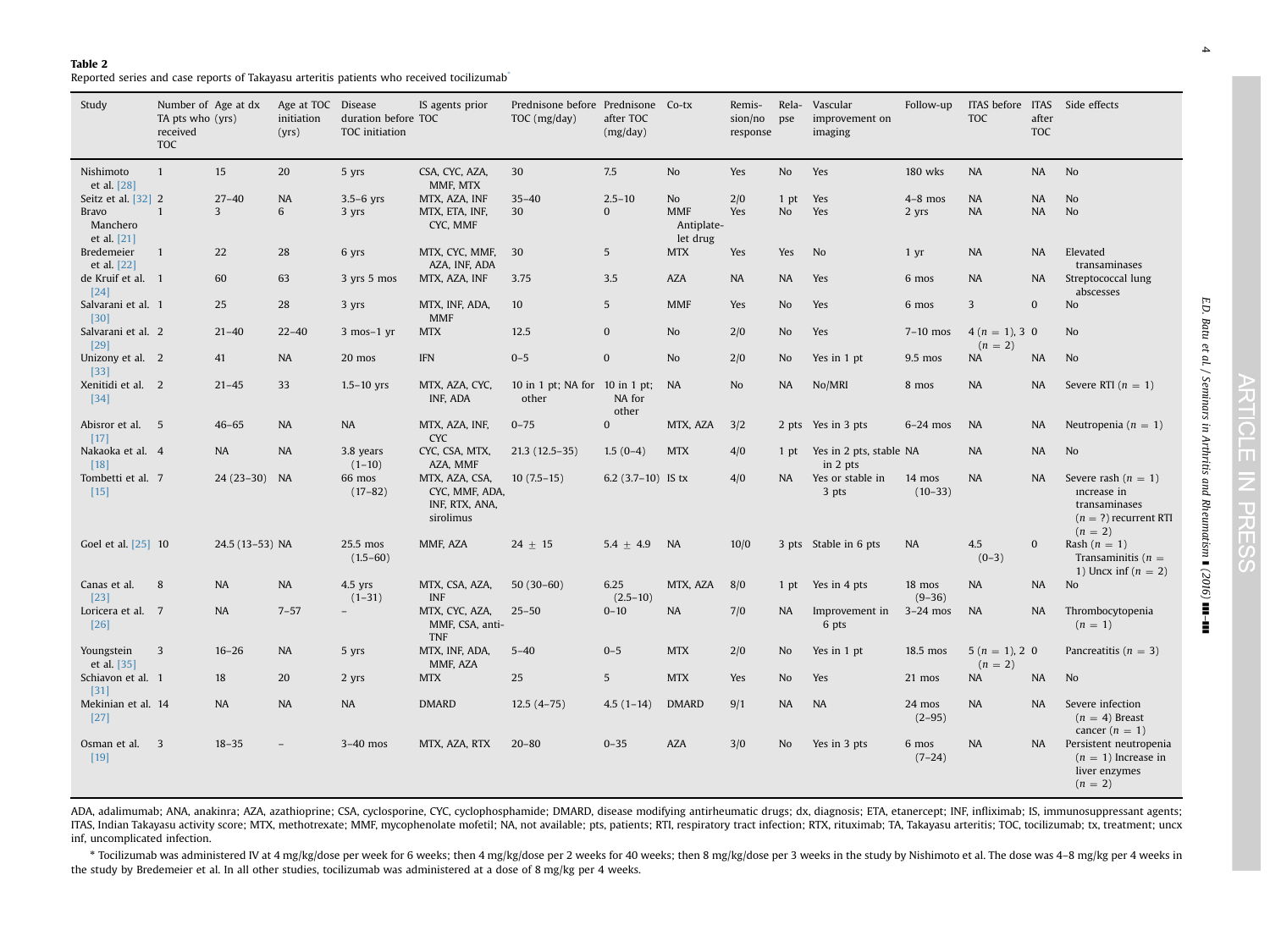**Table 2**
Reported series and case reports of Takayasu arteritis patients who received tocilizumab*

| Study | Number of TA pts who received TOC | Age at dx (yrs) | Age at TOC initiation (yrs) | Disease duration before TOC initiation | IS agents prior TOC | Prednisone before TOC (mg/day) | Prednisone after TOC (mg/day) | Co-tx | Remission/no response | Relapse | Vascular improvement on imaging | Follow-up | ITAS before TOC | ITAS after TOC | Side effects |
|---|---|---|---|---|---|---|---|---|---|---|---|---|---|---|---|
| Nishimoto et al. [28] | 1 | 15 | 20 | 5 yrs | CSA, CYC, AZA, MMF, MTX | 30 | 7.5 | No | Yes | No | Yes | 180 wks | NA | NA | No |
| Seitz et al. [32] | 2 | 27–40 | NA | 3.5–6 yrs | MTX, AZA, INF | 35–40 | 2.5–10 | No | 2/0 | 1 pt | Yes | 4–8 mos | NA | NA | No |
| Bravo Manchero et al. [21] | 1 | 3 | 6 | 3 yrs | MTX, ETA, INF, CYC, MMF | 30 | 0 | MMF Antiplatelet drug | Yes | No | Yes | 2 yrs | NA | NA | No |
| Bredemeier et al. [22] | 1 | 22 | 28 | 6 yrs | MTX, CYC, MMF, AZA, INF, ADA | 30 | 5 | MTX | Yes | Yes | No | 1 yr | NA | NA | Elevated transaminases |
| de Kruif et al. [24] | 1 | 60 | 63 | 3 yrs 5 mos | MTX, AZA, INF | 3.75 | 3.5 | AZA | NA | NA | Yes | 6 mos | NA | NA | Streptococcal lung abscesses |
| Salvarani et al. [30] | 1 | 25 | 28 | 3 yrs | MTX, INF, ADA, MMF | 10 | 5 | MMF | Yes | No | Yes | 6 mos | 3 | 0 | No |
| Salvarani et al. [29] | 2 | 21–40 | 22–40 | 3 mos–1 yr | MTX | 12.5 | 0 | No | 2/0 | No | Yes | 7–10 mos | 4 ($n = 1$), 3 ($n = 2$) | 0 | No |
| Unizony et al. [33] | 2 | 41 | NA | 20 mos | IFN | 0–5 | 0 | No | 2/0 | No | Yes in 1 pt | 9.5 mos | NA | NA | No |
| Xenitidi et al. [34] | 2 | 21–45 | 33 | 1.5–10 yrs | MTX, AZA, CYC, INF, ADA | 10 in 1 pt; NA for other | 10 in 1 pt; NA for other | NA | No | NA | No/MRI | 8 mos | NA | NA | Severe RTI ($n = 1$) |
| Abisror et al. [17] | 5 | 46–65 | NA | NA | MTX, AZA, INF, CYC | 0–75 | 0 | MTX, AZA | 3/2 | 2 pts | Yes in 3 pts | 6–24 mos | NA | NA | Neutropenia ($n = 1$) |
| Nakaoka et al. [18] | 4 | NA | NA | 3.8 years (1–10) | CYC, CSA, MTX, AZA, MMF | 21.3 (12.5–35) | 1.5 (0–4) | MTX | 4/0 | 1 pt | Yes in 2 pts, stable in 2 pts | NA | NA | NA | No |
| Tombetti et al. [15] | 7 | 24 (23–30) | NA | 66 mos (17–82) | MTX, AZA, CSA, CYC, MMF, ADA, INF, RTX, ANA, sirolimus | 10 (7.5–15) | 6.2 (3.7–10) | IS tx | 4/0 | NA | Yes or stable in 3 pts | 14 mos (10–33) | NA | NA | Severe rash ($n = 1$) increase in transaminases ($n = ?$) recurrent RTI ($n = 2$) |
| Goel et al. [25] | 10 | 24.5 (13–53) | NA | 25.5 mos (1.5–60) | MMF, AZA | 24 ± 15 | 5.4 ± 4.9 | NA | 10/0 | 3 pts | Stable in 6 pts | NA | 4.5 (0–3) | 0 | Rash ($n = 1$) Transaminitis ($n = 1$) Uncx inf ($n = 2$) |
| Canas et al. [23] | 8 | NA | NA | 4.5 yrs (1–31) | MTX, CSA, AZA, INF | 50 (30–60) | 6.25 (2.5–10) | MTX, AZA | 8/0 | 1 pt | Yes in 4 pts | 18 mos (9–36) | NA | NA | No |
| Loricera et al. [26] | 7 | NA | 7–57 | – | MTX, CYC, AZA, MMF, CSA, anti-TNF | 25–50 | 0–10 | NA | 7/0 | NA | Improvement in 6 pts | 3–24 mos | NA | NA | Thrombocytopenia ($n = 1$) |
| Youngstein et al. [35] | 3 | 16–26 | NA | 5 yrs | MTX, INF, ADA, MMF, AZA | 5–40 | 0–5 | MTX | 2/0 | No | Yes in 1 pt | 18.5 mos | 5 ($n = 1$), 2 ($n = 2$) | 0 | Pancreatitis ($n = 3$) |
| Schiavon et al. [31] | 1 | 18 | 20 | 2 yrs | MTX | 25 | 5 | MTX | Yes | No | Yes | 21 mos | NA | NA | No |
| Mekinian et al. [27] | 14 | NA | NA | NA | DMARD | 12.5 (4–75) | 4.5 (1–14) | DMARD | 9/1 | NA | NA | 24 mos (2–95) | NA | NA | Severe infection ($n = 4$) Breast cancer ($n = 1$) |
| Osman et al. [19] | 3 | 18–35 | – | 3–40 mos | MTX, AZA, RTX | 20–80 | 0–35 | AZA | 3/0 | No | Yes in 3 pts | 6 mos (7–24) | NA | NA | Persistent neutropenia ($n = 1$) Increase in liver enzymes ($n = 2$) |

ADA, adalimumab; ANA, anakinra; AZA, azathioprine; CSA, cyclosporine, CYC, cyclophosphamide; DMARD, disease modifying antirheumatic drugs; dx, diagnosis; ETA, etanercept; INF, infliximab; IS, immunosuppressant agents; ITAS, Indian Takayasu activity score; MTX, methotrexate; MMF, mycophenolate mofetil; NA, not available; pts, patients; RTI, respiratory tract infection; RTX, rituximab; TA, Takayasu arteritis; TOC, tocilizumab; tx, treatment; uncx inf, uncomplicated infection.

* Tocilizumab was administered IV at 4 mg/kg/dose per week for 6 weeks; then 4 mg/kg/dose per 2 weeks for 40 weeks; then 8 mg/kg/dose per 3 weeks in the study by Nishimoto et al. The dose was 4–8 mg/kg per 4 weeks in the study by Bredemeier et al. In all other studies, tocilizumab was administered at a dose of 8 mg/kg per 4 weeks.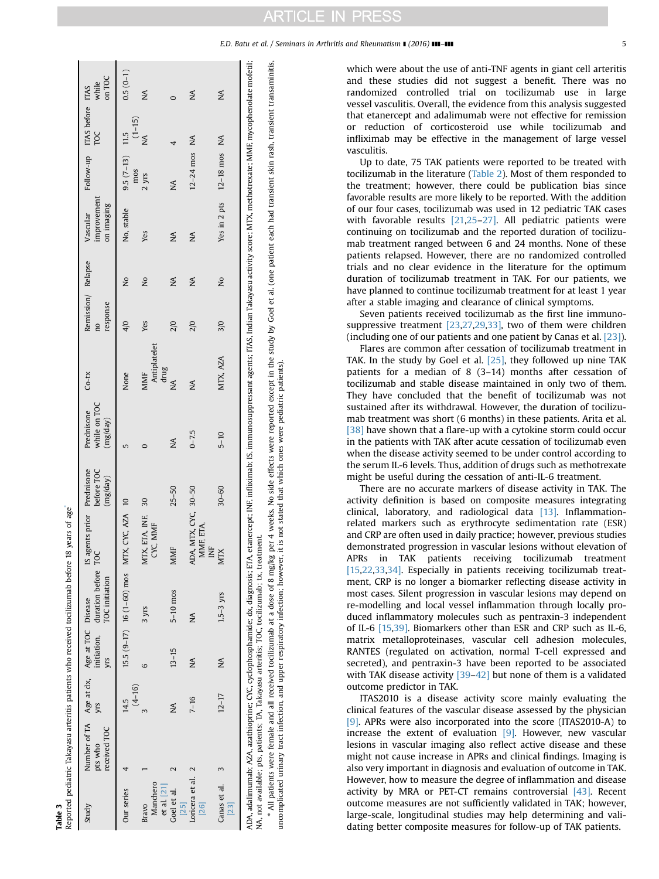**Table 3**
Reported pediatric Takayasu arteritis patients who received tocilizumab before 18 years of age*

| Study | Number of TA pts who received TOC | Age at dx, yrs | Age at TOC initiation, yrs | Disease duration before TOC initiation | IS agents prior TOC | Prednisone before TOC (mg/day) | Prednisone while on TOC (mg/day) | Co-tx | Remission/no response | Relapse | Vascular improvement on imaging | Follow-up | ITAS before TOC | ITAS while on TOC |
|---|---|---|---|---|---|---|---|---|---|---|---|---|---|---|
| Our series | 4 | 14.5 (4–16) | 15.5 (9–17) | 16 (1–60) mos | MTX, CYC, AZA | 10 | 5 | None | 4/0 | No | No, stable | 9.5 (7–13) mos | 11.5 (1–15) | 0.5 (0–1) |
| Bravo Mancheno et al. [21] | 1 | 3 | 6 | 3 yrs | MTX, ETA, INF, CYC, MMF | 30 | 0 | MMF Antiplatelet drug | Yes | No | Yes | 2 yrs | NA | NA |
| Goel et al. [25] | 2 | NA | 13–15 | 5–10 mos | MMF | 25–50 | NA | NA | 2/0 | NA | NA | NA | 4 | 0 |
| Loricera et al. [26] | 2 | 7–16 | NA | NA | ADA, MTX, CYC, MMF, ETA, INF | 30–50 | 0–7.5 | NA | 2/0 | NA | NA | 12–24 mos | NA | NA |
| Canas et al. [23] | 3 | 12–17 | NA | 1.5–3 yrs | MTX | 30–60 | 5–10 | MTX, AZA | 3/0 | No | Yes in 2 pts | 12–18 mos | NA | NA |

ADA, adalimumab; AZA, azathioprine; CYC, cyclophosphamide; dx, diagnosis; ETA, etanercept; INF, infliximab; IS, immunosuppressant agents; ITAS, Indian Takayasu activity score; MTX, methotrexate; MMF, mycophenolate mofetil; NA, not available; pts, patients; TA, Takayasu arteritis; TOC, tocilizumab; tx, treatment.

* All patients were female and all received tocilizumab at a dose of 8 mg/kg per 4 weeks. No side effects were reported except in the study by Goel et al. (one patient each had transient skin rash, transient transaminitis, uncomplicated urinary tract infection, and upper respiratory infection; however, it is not stated that which ones were pediatric patients).

which were about the use of anti-TNF agents in giant cell arteritis and these studies did not suggest a benefit. There was no randomized controlled trial on tocilizumab use in large vessel vasculitis. Overall, the evidence from this analysis suggested that etanercept and adalimumab were not effective for remission or reduction of corticosteroid use while tocilizumab and infliximab may be effective in the management of large vessel vasculitis.

Up to date, 75 TAK patients were reported to be treated with tocilizumab in the literature (Table 2). Most of them responded to the treatment; however, there could be publication bias since favorable results are more likely to be reported. With the addition of our four cases, tocilizumab was used in 12 pediatric TAK cases with favorable results [21,25–27]. All pediatric patients were continuing on tocilizumab and the reported duration of tocilizumab treatment ranged between 6 and 24 months. None of these patients relapsed. However, there are no randomized controlled trials and no clear evidence in the literature for the optimum duration of tocilizumab treatment in TAK. For our patients, we have planned to continue tocilizumab treatment for at least 1 year after a stable imaging and clearance of clinical symptoms.

Seven patients received tocilizumab as the first line immunosuppressive treatment [23,27,29,33], two of them were children (including one of our patients and one patient by Canas et al. [23]).

Flares are common after cessation of tocilizumab treatment in TAK. In the study by Goel et al. [25], they followed up nine TAK patients for a median of 8 (3–14) months after cessation of tocilizumab and stable disease maintained in only two of them. They have concluded that the benefit of tocilizumab was not sustained after its withdrawal. However, the duration of tocilizumab treatment was short (6 months) in these patients. Arita et al. [38] have shown that a flare-up with a cytokine storm could occur in the patients with TAK after acute cessation of tocilizumab even when the disease activity seemed to be under control according to the serum IL-6 levels. Thus, addition of drugs such as methotrexate might be useful during the cessation of anti-IL-6 treatment.

There are no accurate markers of disease activity in TAK. The activity definition is based on composite measures integrating clinical, laboratory, and radiological data [13]. Inflammation-related markers such as erythrocyte sedimentation rate (ESR) and CRP are often used in daily practice; however, previous studies demonstrated progression in vascular lesions without elevation of APRs in TAK patients receiving tocilizumab treatment [15,22,33,34]. Especially in patients receiving tocilizumab treatment, CRP is no longer a biomarker reflecting disease activity in most cases. Silent progression in vascular lesions may depend on re-modelling and local vessel inflammation through locally produced inflammatory molecules such as pentraxin-3 independent of IL-6 [15,39]. Biomarkers other than ESR and CRP such as IL-6, matrix metalloproteinases, vascular cell adhesion molecules, RANTES (regulated on activation, normal T-cell expressed and secreted), and pentraxin-3 have been reported to be associated with TAK disease activity [39–42] but none of them is a validated outcome predictor in TAK.

ITAS2010 is a disease activity score mainly evaluating the clinical features of the vascular disease assessed by the physician [9]. APRs were also incorporated into the score (ITAS2010-A) to increase the extent of evaluation [9]. However, new vascular lesions in vascular imaging also reflect active disease and these might not cause increase in APRs and clinical findings. Imaging is also very important in diagnosis and evaluation of outcome in TAK. However, how to measure the degree of inflammation and disease activity by MRA or PET-CT remains controversial [43]. Recent outcome measures are not sufficiently validated in TAK; however, large-scale, longitudinal studies may help determining and validating better composite measures for follow-up of TAK patients.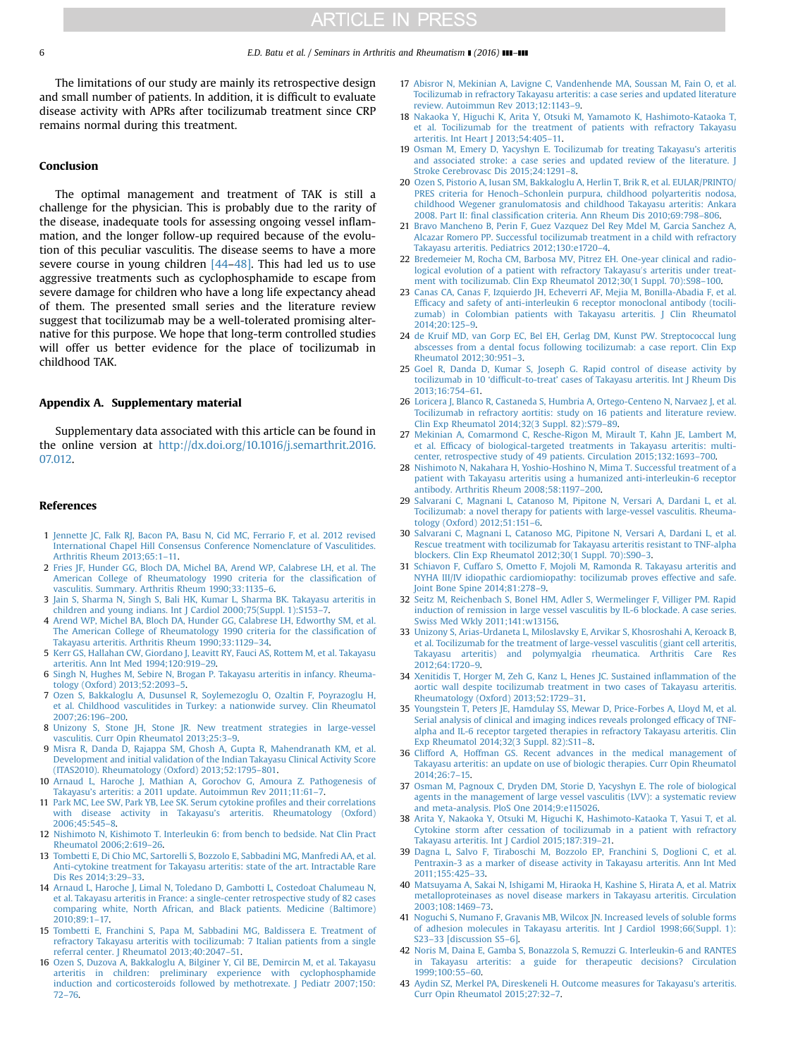The limitations of our study are mainly its retrospective design and small number of patients. In addition, it is difficult to evaluate disease activity with APRs after tocilizumab treatment since CRP remains normal during this treatment.

## Conclusion

The optimal management and treatment of TAK is still a challenge for the physician. This is probably due to the rarity of the disease, inadequate tools for assessing ongoing vessel inflammation, and the longer follow-up required because of the evolution of this peculiar vasculitis. The disease seems to have a more severe course in young children [44–48]. This had led us to use aggressive treatments such as cyclophosphamide to escape from severe damage for children who have a long life expectancy ahead of them. The presented small series and the literature review suggest that tocilizumab may be a well-tolerated promising alternative for this purpose. We hope that long-term controlled studies will offer us better evidence for the place of tocilizumab in childhood TAK.

## Appendix A. Supplementary material

Supplementary data associated with this article can be found in the online version at http://dx.doi.org/10.1016/j.semarthrit.2016.07.012.

## References

1 Jennette JC, Falk RJ, Bacon PA, Basu N, Cid MC, Ferrario F, et al. 2012 revised International Chapel Hill Consensus Conference Nomenclature of Vasculitides. Arthritis Rheum 2013;65:1–11.

2 Fries JF, Hunder GG, Bloch DA, Michel BA, Arend WP, Calabrese LH, et al. The American College of Rheumatology 1990 criteria for the classification of vasculitis. Summary. Arthritis Rheum 1990;33:1135–6.

3 Jain S, Sharma N, Singh S, Bali HK, Kumar L, Sharma BK. Takayasu arteritis in children and young indians. Int J Cardiol 2000;75(Suppl. 1):S153–7.

4 Arend WP, Michel BA, Bloch DA, Hunder GG, Calabrese LH, Edworthy SM, et al. The American College of Rheumatology 1990 criteria for the classification of Takayasu arteritis. Arthritis Rheum 1990;33:1129–34.

5 Kerr GS, Hallahan CW, Giordano J, Leavitt RY, Fauci AS, Rottem M, et al. Takayasu arteritis. Ann Int Med 1994;120:919–29.

6 Singh N, Hughes M, Sebire N, Brogan P. Takayasu arteritis in infancy. Rheumatology (Oxford) 2013;52:2093–5.

7 Ozen S, Bakkaloglu A, Dusunsel R, Soylemezoglu O, Ozaltin F, Poyrazoglu H, et al. Childhood vasculitides in Turkey: a nationwide survey. Clin Rheumatol 2007;26:196–200.

8 Unizony S, Stone JH, Stone JR. New treatment strategies in large-vessel vasculitis. Curr Opin Rheumatol 2013;25:3–9.

9 Misra R, Danda D, Rajappa SM, Ghosh A, Gupta R, Mahendranath KM, et al. Development and initial validation of the Indian Takayasu Clinical Activity Score (ITAS2010). Rheumatology (Oxford) 2013;52:1795–801.

10 Arnaud L, Haroche J, Mathian A, Gorochov G, Amoura Z. Pathogenesis of Takayasu's arteritis: a 2011 update. Autoimmun Rev 2011;11:61–7.

11 Park MC, Lee SW, Park YB, Lee SK. Serum cytokine profiles and their correlations with disease activity in Takayasu's arteritis. Rheumatology (Oxford) 2006;45:545–8.

12 Nishimoto N, Kishimoto T. Interleukin 6: from bench to bedside. Nat Clin Pract Rheumatol 2006;2:619–26.

13 Tombetti E, Di Chio MC, Sartorelli S, Bozzolo E, Sabbadini MG, Manfredi AA, et al. Anti-cytokine treatment for Takayasu arteritis: state of the art. Intractable Rare Dis Res 2014;3:29–33.

14 Arnaud L, Haroche J, Limal N, Toledano D, Gambotti L, Costedoat Chalumeau N, et al. Takayasu arteritis in France: a single-center retrospective study of 82 cases comparing white, North African, and Black patients. Medicine (Baltimore) 2010;89:1–17.

15 Tombetti E, Franchini S, Papa M, Sabbadini MG, Baldissera E. Treatment of refractory Takayasu arteritis with tocilizumab: 7 Italian patients from a single referral center. J Rheumatol 2013;40:2047–51.

16 Ozen S, Duzova A, Bakkaloglu A, Bilginer Y, Cil BE, Demircin M, et al. Takayasu arteritis in children: preliminary experience with cyclophosphamide induction and corticosteroids followed by methotrexate. J Pediatr 2007;150:72–76.

17 Abisror N, Mekinian A, Lavigne C, Vandenhende MA, Soussan M, Fain O, et al. Tocilizumab in refractory Takayasu arteritis: a case series and updated literature review. Autoimmun Rev 2013;12:1143–9.

18 Nakaoka Y, Higuchi K, Arita Y, Otsuki M, Yamamoto K, Hashimoto-Kataoka T, et al. Tocilizumab for the treatment of patients with refractory Takayasu arteritis. Int Heart J 2013;54:405–11.

19 Osman M, Emery D, Yacyshyn E. Tocilizumab for treating Takayasu's arteritis and associated stroke: a case series and updated review of the literature. J Stroke Cerebrovasc Dis 2015;24:1291–8.

20 Ozen S, Pistorio A, Iusan SM, Bakkaloglu A, Herlin T, Brik R, et al. EULAR/PRINTO/PRES criteria for Henoch–Schonlein purpura, childhood polyarteritis nodosa, childhood Wegener granulomatosis and childhood Takayasu arteritis: Ankara 2008. Part II: final classification criteria. Ann Rheum Dis 2010;69:798–806.

21 Bravo Mancheno B, Perin F, Guez Vazquez Del Rey Mdel M, Garcia Sanchez A, Alcazar Romero PP. Successful tocilizumab treatment in a child with refractory Takayasu arteritis. Pediatrics 2012;130:e1720–4.

22 Bredemeier M, Rocha CM, Barbosa MV, Pitrez EH. One-year clinical and radiological evolution of a patient with refractory Takayasu's arteritis under treatment with tocilizumab. Clin Exp Rheumatol 2012;30(1 Suppl. 70):S98–100.

23 Canas CA, Canas F, Izquierdo JH, Echeverri AF, Mejia M, Bonilla-Abadia F, et al. Efficacy and safety of anti-interleukin 6 receptor monoclonal antibody (tocilizumab) in Colombian patients with Takayasu arteritis. J Clin Rheumatol 2014;20:125–9.

24 de Kruif MD, van Gorp EC, Bel EH, Gerlag DM, Kunst PW. Streptococcal lung abscesses from a dental focus following tocilizumab: a case report. Clin Exp Rheumatol 2012;30:951–3.

25 Goel R, Danda D, Kumar S, Joseph G. Rapid control of disease activity by tocilizumab in 10 'difficult-to-treat' cases of Takayasu arteritis. Int J Rheum Dis 2013;16:754–61.

26 Loricera J, Blanco R, Castaneda S, Humbria A, Ortego-Centeno N, Narvaez J, et al. Tocilizumab in refractory aortitis: study on 16 patients and literature review. Clin Exp Rheumatol 2014;32(3 Suppl. 82):S79–89.

27 Mekinian A, Comarmond C, Resche-Rigon M, Mirault T, Kahn JE, Lambert M, et al. Efficacy of biological-targeted treatments in Takayasu arteritis: multicenter, retrospective study of 49 patients. Circulation 2015;132:1693–700.

28 Nishimoto N, Nakahara H, Yoshio-Hoshino N, Mima T. Successful treatment of a patient with Takayasu arteritis using a humanized anti-interleukin-6 receptor antibody. Arthritis Rheum 2008;58:1197–200.

29 Salvarani C, Magnani L, Catanoso M, Pipitone N, Versari A, Dardani L, et al. Tocilizumab: a novel therapy for patients with large-vessel vasculitis. Rheumatology (Oxford) 2012;51:151–6.

30 Salvarani C, Magnani L, Catanoso MG, Pipitone N, Versari A, Dardani L, et al. Rescue treatment with tocilizumab for Takayasu arteritis resistant to TNF-alpha blockers. Clin Exp Rheumatol 2012;30(1 Suppl. 70):S90–3.

31 Schiavon F, Cuffaro S, Ometto F, Mojoli M, Ramonda R. Takayasu arteritis and NYHA III/IV idiopathic cardiomiopathy: tocilizumab proves effective and safe. Joint Bone Spine 2014;81:278–9.

32 Seitz M, Reichenbach S, Bonel HM, Adler S, Wermelinger F, Villiger PM. Rapid induction of remission in large vessel vasculitis by IL-6 blockade. A case series. Swiss Med Wkly 2011;141:w13156.

33 Unizony S, Arias-Urdaneta L, Miloslavsky E, Arvikar S, Khosroshahi A, Keroack B, et al. Tocilizumab for the treatment of large-vessel vasculitis (giant cell arteritis, Takayasu arteritis) and polymyalgia rheumatica. Arthritis Care Res 2012;64:1720–9.

34 Xenitidis T, Horger M, Zeh G, Kanz L, Henes JC. Sustained inflammation of the aortic wall despite tocilizumab treatment in two cases of Takayasu arteritis. Rheumatology (Oxford) 2013;52:1729–31.

35 Youngstein T, Peters JE, Hamdulay SS, Mewar D, Price-Forbes A, Lloyd M, et al. Serial analysis of clinical and imaging indices reveals prolonged efficacy of TNF-alpha and IL-6 receptor targeted therapies in refractory Takayasu arteritis. Clin Exp Rheumatol 2014;32(3 Suppl. 82):S11–8.

36 Clifford A, Hoffman GS. Recent advances in the medical management of Takayasu arteritis: an update on use of biologic therapies. Curr Opin Rheumatol 2014;26:7–15.

37 Osman M, Pagnoux C, Dryden DM, Storie D, Yacyshyn E. The role of biological agents in the management of large vessel vasculitis (LVV): a systematic review and meta-analysis. PloS One 2014;9:e115026.

38 Arita Y, Nakaoka Y, Otsuki M, Higuchi K, Hashimoto-Kataoka T, Yasui T, et al. Cytokine storm after cessation of tocilizumab in a patient with refractory Takayasu arteritis. Int J Cardiol 2015;187:319–21.

39 Dagna L, Salvo F, Tiraboschi M, Bozzolo EP, Franchini S, Doglioni C, et al. Pentraxin-3 as a marker of disease activity in Takayasu arteritis. Ann Int Med 2011;155:425–33.

40 Matsuyama A, Sakai N, Ishigami M, Hiraoka H, Kashine S, Hirata A, et al. Matrix metalloproteinases as novel disease markers in Takayasu arteritis. Circulation 2003;108:1469–73.

41 Noguchi S, Numano F, Gravanis MB, Wilcox JN. Increased levels of soluble forms of adhesion molecules in Takayasu arteritis. Int J Cardiol 1998;66(Suppl. 1):S23–33 [discussion S5–6].

42 Noris M, Daina E, Gamba S, Bonazzola S, Remuzzi G. Interleukin-6 and RANTES in Takayasu arteritis: a guide for therapeutic decisions? Circulation 1999;100:55–60.

43 Aydin SZ, Merkel PA, Direskeneli H. Outcome measures for Takayasu's arteritis. Curr Opin Rheumatol 2015;27:32–7.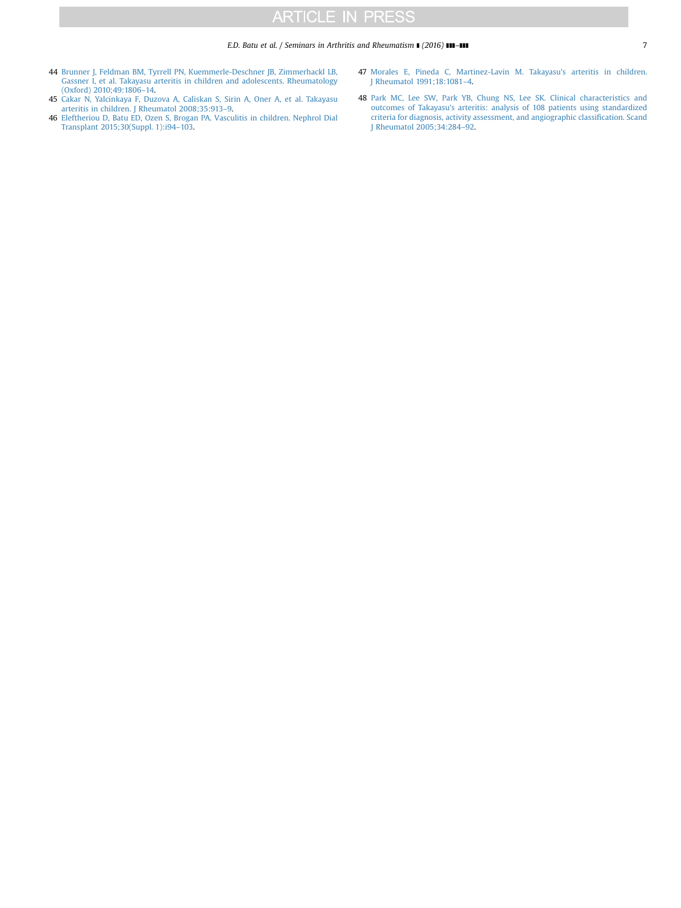44 Brunner J, Feldman BM, Tyrrell PN, Kuemmerle-Deschner JB, Zimmerhackl LB, Gassner I, et al. Takayasu arteritis in children and adolescents. Rheumatology (Oxford) 2010;49:1806–14.

45 Cakar N, Yalcinkaya F, Duzova A, Caliskan S, Sirin A, Oner A, et al. Takayasu arteritis in children. J Rheumatol 2008;35:913–9.

46 Eleftheriou D, Batu ED, Ozen S, Brogan PA. Vasculitis in children. Nephrol Dial Transplant 2015;30(Suppl. 1):i94–103.

47 Morales E, Pineda C, Martinez-Lavin M. Takayasu's arteritis in children. J Rheumatol 1991;18:1081–4.

48 Park MC, Lee SW, Park YB, Chung NS, Lee SK. Clinical characteristics and outcomes of Takayasu's arteritis: analysis of 108 patients using standardized criteria for diagnosis, activity assessment, and angiographic classification. Scand J Rheumatol 2005;34:284–92.